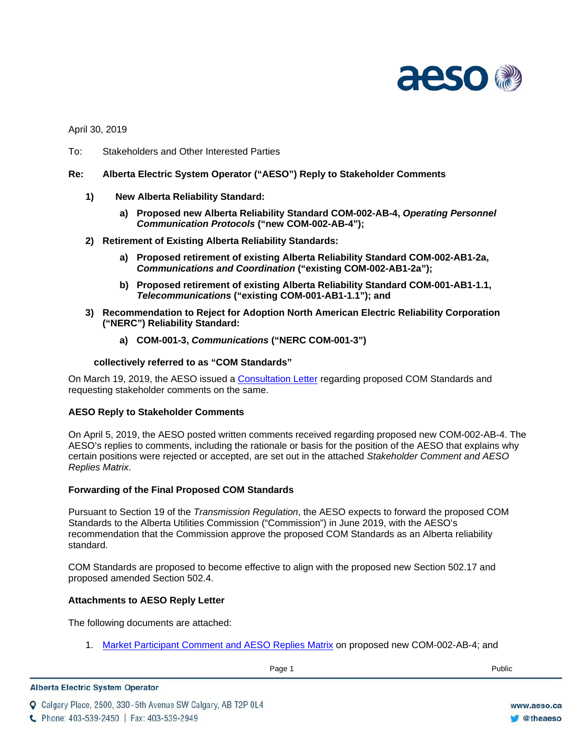April 30, 2019

To: Stakeholders and Other Interested Parties

**Re: Alberta Electric System Operator ("AESO") Reply to Stakeholder Comments**

1) **New Alberta Reliability Standard:**
    a) **Proposed new Alberta Reliability Standard COM-002-AB-4, *Operating Personnel Communication Protocols* ("new COM-002-AB-4");**

2) **Retirement of Existing Alberta Reliability Standards:**
    a) **Proposed retirement of existing Alberta Reliability Standard COM-002-AB1-2a, *Communications and Coordination* ("existing COM-002-AB1-2a");**
    b) **Proposed retirement of existing Alberta Reliability Standard COM-001-AB1-1.1, *Telecommunications* ("existing COM-001-AB1-1.1"); and**

3) **Recommendation to Reject for Adoption North American Electric Reliability Corporation ("NERC") Reliability Standard:**
    a) **COM-001-3, *Communications* ("NERC COM-001-3")**

**collectively referred to as "COM Standards"**

On March 19, 2019, the AESO issued a Consultation Letter regarding proposed COM Standards and requesting stakeholder comments on the same.

**AESO Reply to Stakeholder Comments**

On April 5, 2019, the AESO posted written comments received regarding proposed new COM-002-AB-4. The AESO's replies to comments, including the rationale or basis for the position of the AESO that explains why certain positions were rejected or accepted, are set out in the attached *Stakeholder Comment and AESO Replies Matrix*.

**Forwarding of the Final Proposed COM Standards**

Pursuant to Section 19 of the *Transmission Regulation*, the AESO expects to forward the proposed COM Standards to the Alberta Utilities Commission ("Commission") in June 2019, with the AESO's recommendation that the Commission approve the proposed COM Standards as an Alberta reliability standard.

COM Standards are proposed to become effective to align with the proposed new Section 502.17 and proposed amended Section 502.4.

**Attachments to AESO Reply Letter**

The following documents are attached:

1. Market Participant Comment and AESO Replies Matrix on proposed new COM-002-AB-4; and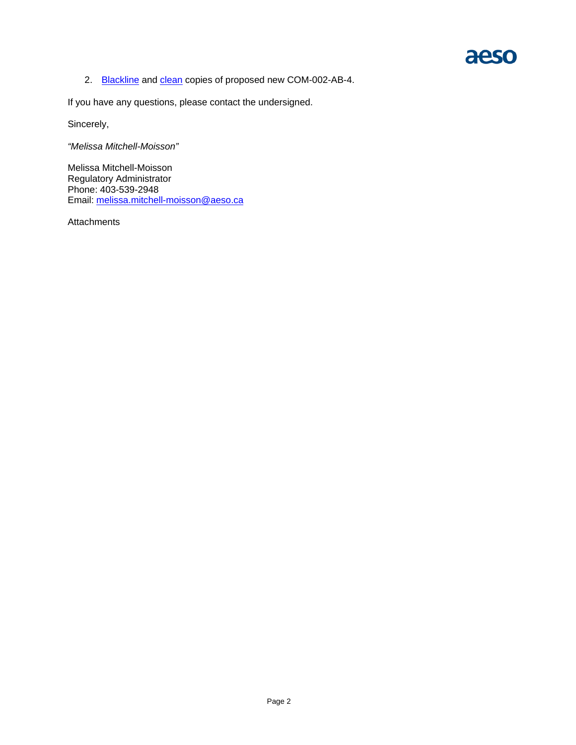2. Blackline and clean copies of proposed new COM-002-AB-4.

If you have any questions, please contact the undersigned.

Sincerely,

*"Melissa Mitchell-Moisson"*

Melissa Mitchell-Moisson
Regulatory Administrator
Phone: 403-539-2948
Email: melissa.mitchell-moisson@aeso.ca

Attachments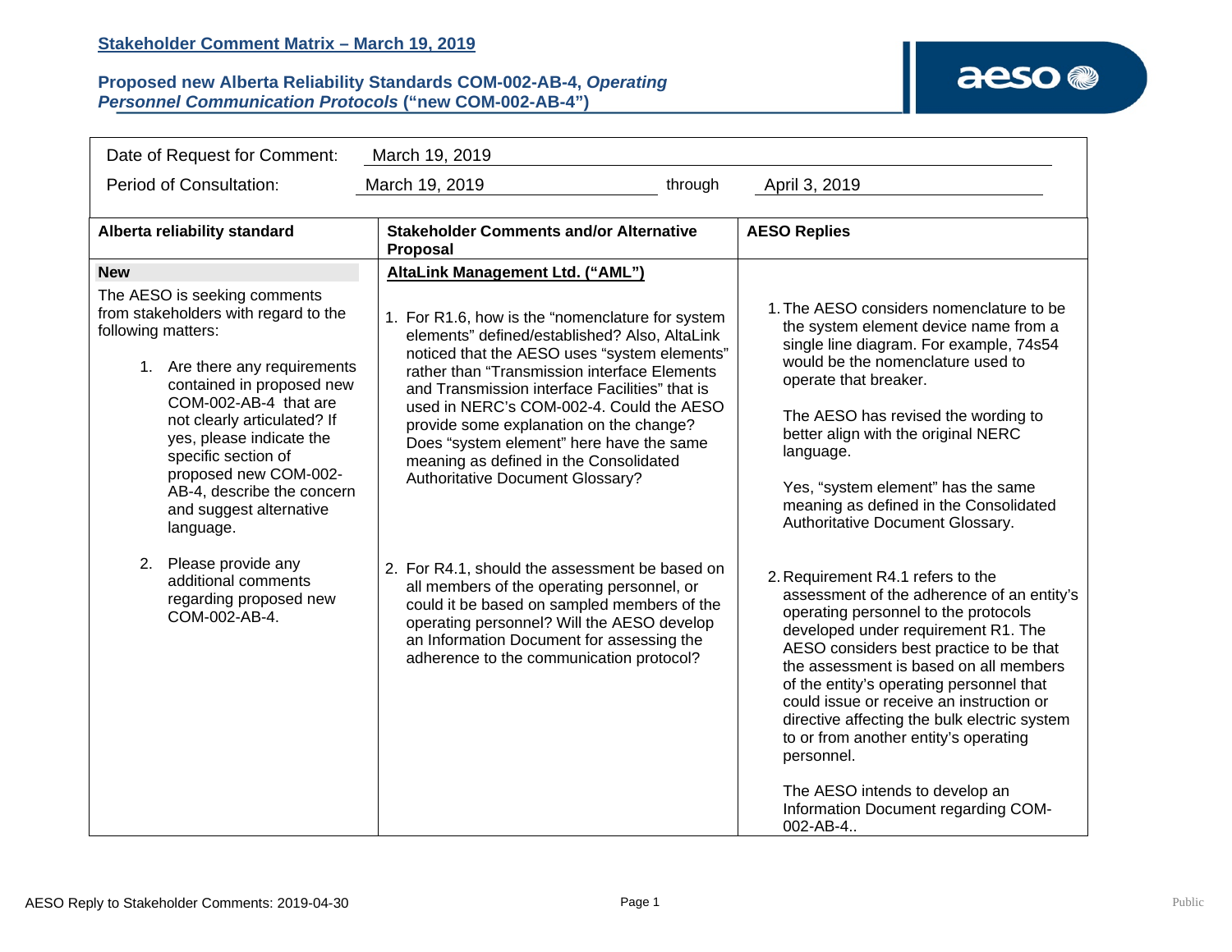## Stakeholder Comment Matrix – March 19, 2019

### Proposed new Alberta Reliability Standards COM-002-AB-4, *Operating Personnel Communication Protocols* (“new COM-002-AB-4”)

| Date of Request for Comment: | March 19, 2019 | | |
|---|---|---|---|
| Period of Consultation: | March 19, 2019 | through | April 3, 2019 |

| Alberta reliability standard | Stakeholder Comments and/or Alternative Proposal | AESO Replies |
|---|---|---|
| **New**<br><br>The AESO is seeking comments from stakeholders with regard to the following matters:<br><br>1. Are there any requirements contained in proposed new COM-002-AB-4 that are not clearly articulated? If yes, please indicate the specific section of proposed new COM-002-AB-4, describe the concern and suggest alternative language.<br><br>2. Please provide any additional comments regarding proposed new COM-002-AB-4. | **AltaLink Management Ltd. (“AML”)**<br><br>1. For R1.6, how is the “nomenclature for system elements” defined/established? Also, AltaLink noticed that the AESO uses “system elements” rather than “Transmission interface Elements and Transmission interface Facilities” that is used in NERC’s COM-002-4. Could the AESO provide some explanation on the change? Does “system element” here have the same meaning as defined in the Consolidated Authoritative Document Glossary?<br><br>2. For R4.1, should the assessment be based on all members of the operating personnel, or could it be based on sampled members of the operating personnel? Will the AESO develop an Information Document for assessing the adherence to the communication protocol? | 1. The AESO considers nomenclature to be the system element device name from a single line diagram. For example, 74s54 would be the nomenclature used to operate that breaker.<br><br>The AESO has revised the wording to better align with the original NERC language.<br><br>Yes, “system element” has the same meaning as defined in the Consolidated Authoritative Document Glossary.<br><br>2. Requirement R4.1 refers to the assessment of the adherence of an entity’s operating personnel to the protocols developed under requirement R1. The AESO considers best practice to be that the assessment is based on all members of the entity’s operating personnel that could issue or receive an instruction or directive affecting the bulk electric system to or from another entity’s operating personnel.<br><br>The AESO intends to develop an Information Document regarding COM-002-AB-4.. |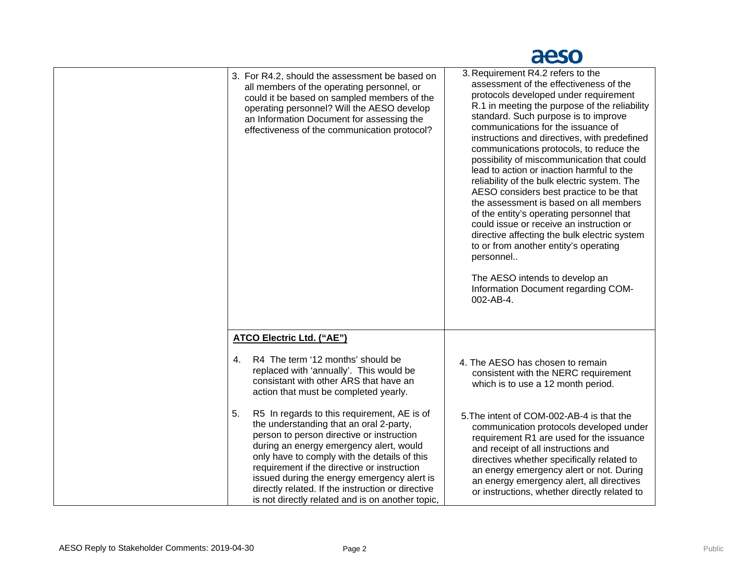| | | |
|---|---|---|
| | 3. For R4.2, should the assessment be based on all members of the operating personnel, or could it be based on sampled members of the operating personnel? Will the AESO develop an Information Document for assessing the effectiveness of the communication protocol? | 3. Requirement R4.2 refers to the assessment of the effectiveness of the protocols developed under requirement R.1 in meeting the purpose of the reliability standard. Such purpose is to improve communications for the issuance of instructions and directives, with predefined communications protocols, to reduce the possibility of miscommunication that could lead to action or inaction harmful to the reliability of the bulk electric system. The AESO considers best practice to be that the assessment is based on all members of the entity's operating personnel that could issue or receive an instruction or directive affecting the bulk electric system to or from another entity's operating personnel..<br><br>The AESO intends to develop an Information Document regarding COM-002-AB-4. |
| | **<u>ATCO Electric Ltd. ("AE")</u>**<br><br>4. R4 The term '12 months' should be replaced with 'annually'. This would be consistant with other ARS that have an action that must be completed yearly.<br><br>5. R5 In regards to this requirement, AE is of the understanding that an oral 2-party, person to person directive or instruction during an energy emergency alert, would only have to comply with the details of this requirement if the directive or instruction issued during the energy emergency alert is directly related. If the instruction or directive is not directly related and is on another topic, | 4. The AESO has chosen to remain consistent with the NERC requirement which is to use a 12 month period.<br><br>5. The intent of COM-002-AB-4 is that the communication protocols developed under requirement R1 are used for the issuance and receipt of all instructions and directives whether specifically related to an energy emergency alert or not. During an energy emergency alert, all directives or instructions, whether directly related to |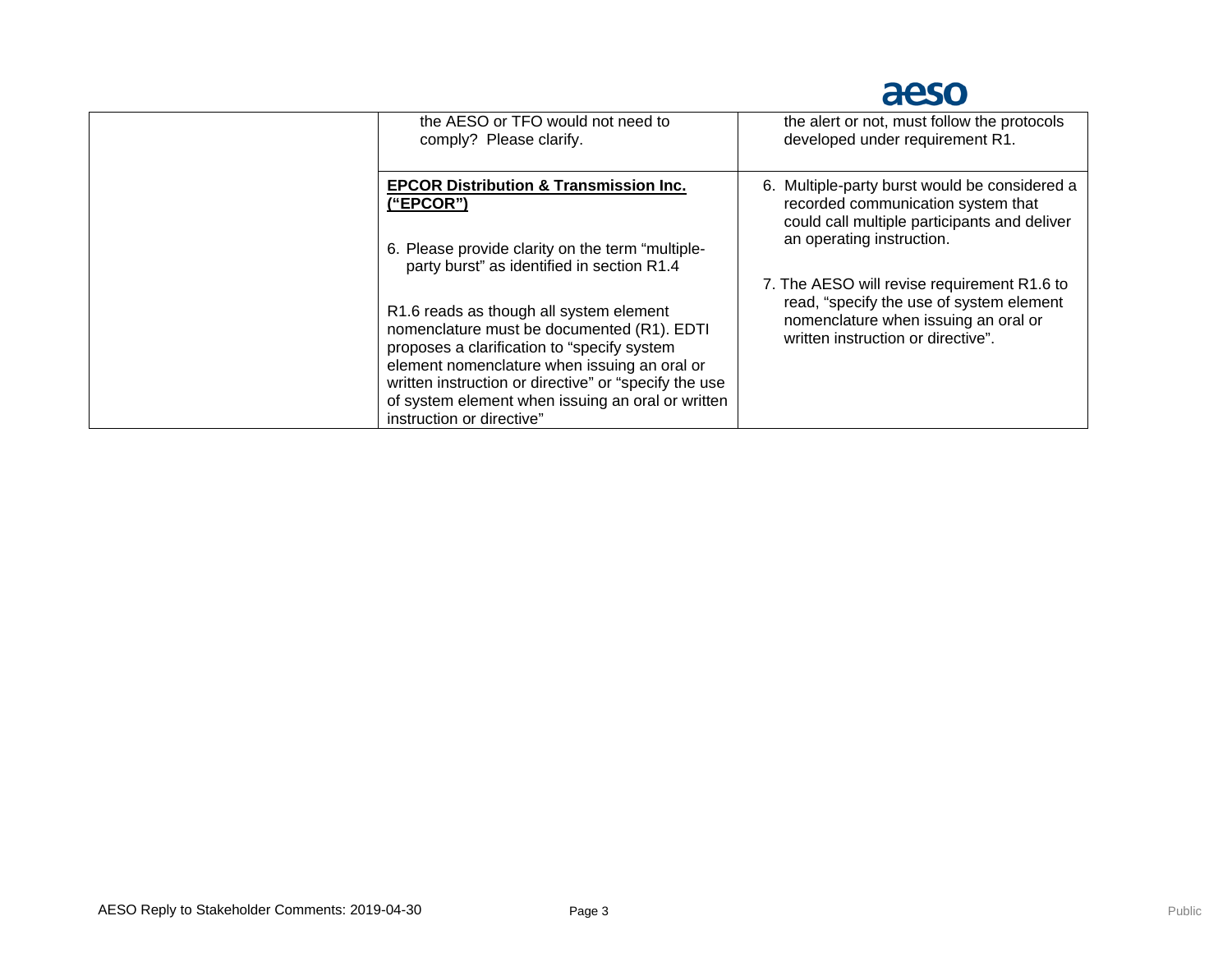| | | |
|---|---|---|
| | the AESO or TFO would not need to comply? Please clarify. | the alert or not, must follow the protocols developed under requirement R1. |
| | **<u>EPCOR Distribution & Transmission Inc. ("EPCOR")</u>**<br><br>6. Please provide clarity on the term "multiple-party burst" as identified in section R1.4<br><br>R1.6 reads as though all system element nomenclature must be documented (R1). EDTI proposes a clarification to "specify system element nomenclature when issuing an oral or written instruction or directive" or "specify the use of system element when issuing an oral or written instruction or directive" | 6. Multiple-party burst would be considered a recorded communication system that could call multiple participants and deliver an operating instruction.<br><br>7. The AESO will revise requirement R1.6 to read, "specify the use of system element nomenclature when issuing an oral or written instruction or directive". |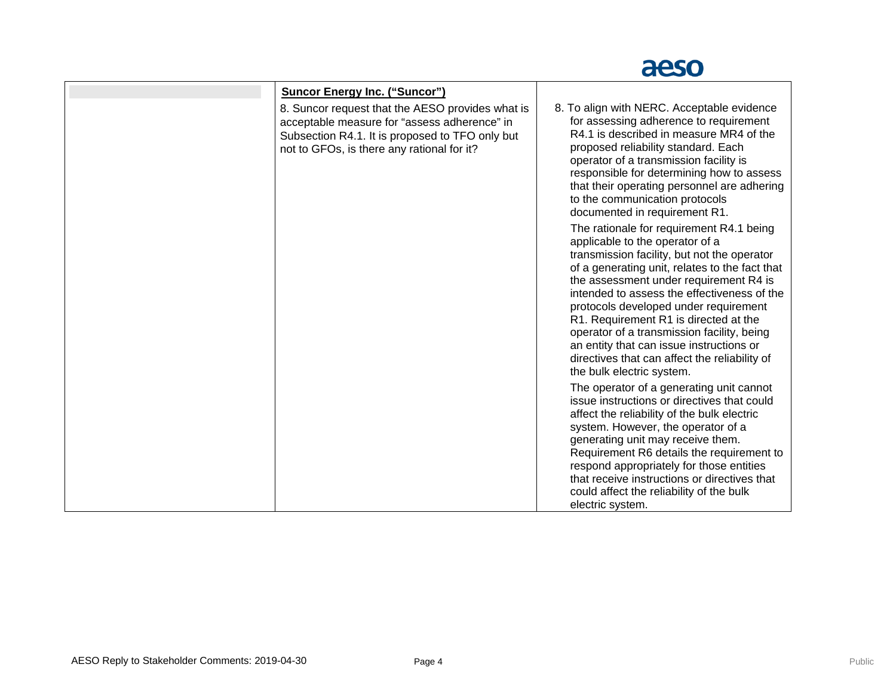| | | |
|---|---|---|
| | **Suncor Energy Inc. ("Suncor")**<br><br>8. Suncor request that the AESO provides what is acceptable measure for "assess adherence" in Subsection R4.1. It is proposed to TFO only but not to GFOs, is there any rational for it? | 8. To align with NERC. Acceptable evidence for assessing adherence to requirement R4.1 is described in measure MR4 of the proposed reliability standard. Each operator of a transmission facility is responsible for determining how to assess that their operating personnel are adhering to the communication protocols documented in requirement R1.<br><br>The rationale for requirement R4.1 being applicable to the operator of a transmission facility, but not the operator of a generating unit, relates to the fact that the assessment under requirement R4 is intended to assess the effectiveness of the protocols developed under requirement R1. Requirement R1 is directed at the operator of a transmission facility, being an entity that can issue instructions or directives that can affect the reliability of the bulk electric system.<br><br>The operator of a generating unit cannot issue instructions or directives that could affect the reliability of the bulk electric system. However, the operator of a generating unit may receive them. Requirement R6 details the requirement to respond appropriately for those entities that receive instructions or directives that could affect the reliability of the bulk electric system. |